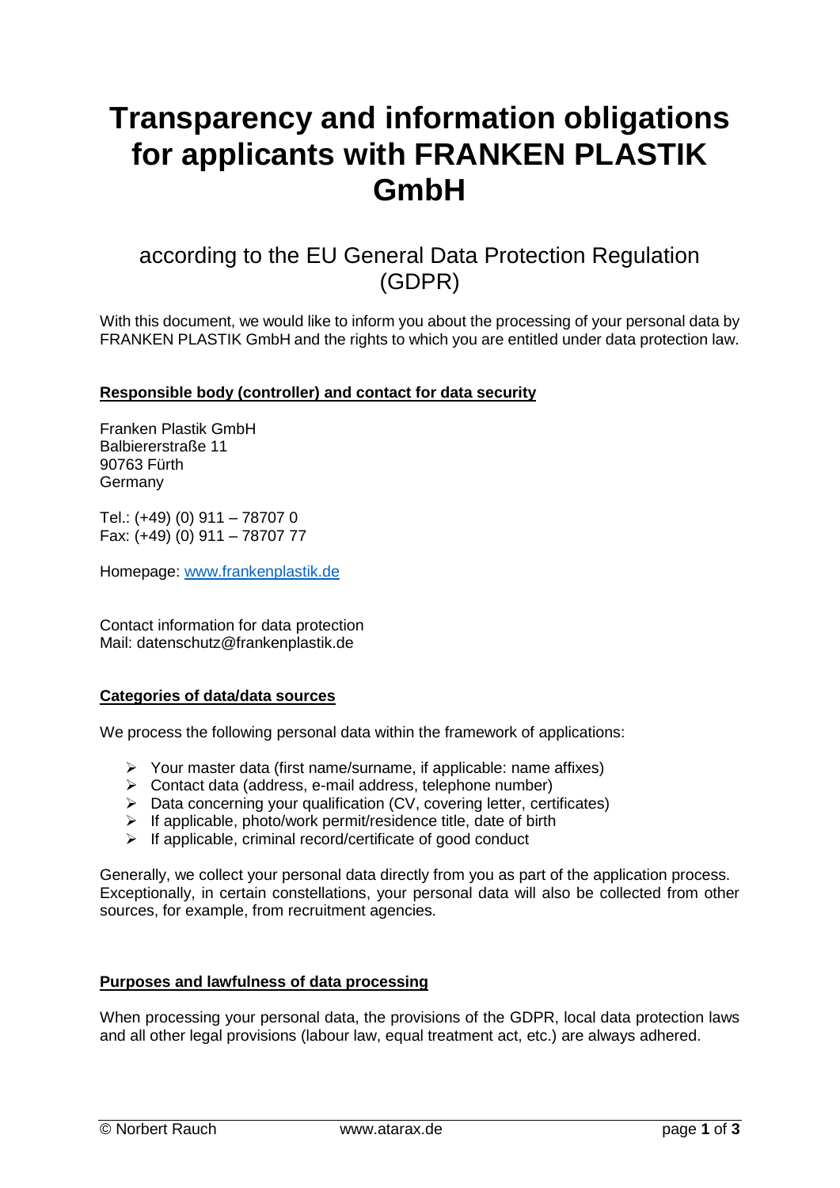# Transparency and information obligations for applicants with FRANKEN PLASTIK GmbH

## according to the EU General Data Protection Regulation (GDPR)

With this document, we would like to inform you about the processing of your personal data by FRANKEN PLASTIK GmbH and the rights to which you are entitled under data protection law.

### Responsible body (controller) and contact for data security

Franken Plastik GmbH
Balbiererstraße 11
90763 Fürth
Germany

Tel.: (+49) (0) 911 – 78707 0
Fax: (+49) (0) 911 – 78707 77

Homepage: [www.frankenplastik.de](http://www.frankenplastik.de)

Contact information for data protection
Mail: datenschutz@frankenplastik.de

### Categories of data/data sources

We process the following personal data within the framework of applications:

- Your master data (first name/surname, if applicable: name affixes)
- Contact data (address, e-mail address, telephone number)
- Data concerning your qualification (CV, covering letter, certificates)
- If applicable, photo/work permit/residence title, date of birth
- If applicable, criminal record/certificate of good conduct

Generally, we collect your personal data directly from you as part of the application process. Exceptionally, in certain constellations, your personal data will also be collected from other sources, for example, from recruitment agencies.

### Purposes and lawfulness of data processing

When processing your personal data, the provisions of the GDPR, local data protection laws and all other legal provisions (labour law, equal treatment act, etc.) are always adhered.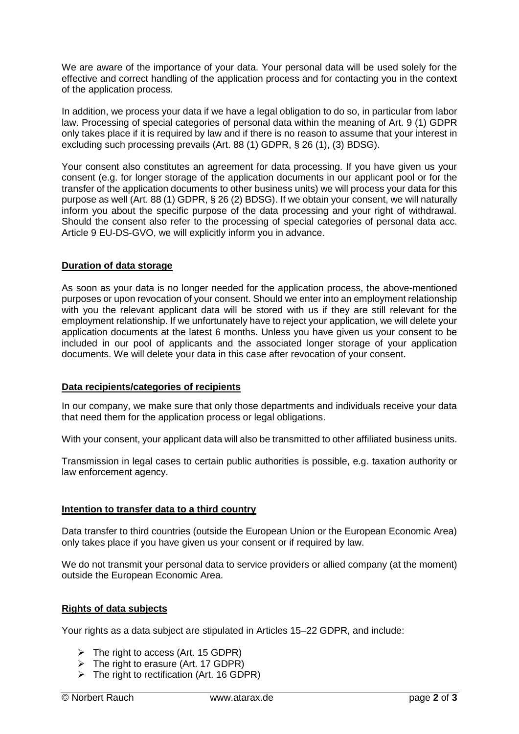We are aware of the importance of your data. Your personal data will be used solely for the effective and correct handling of the application process and for contacting you in the context of the application process.

In addition, we process your data if we have a legal obligation to do so, in particular from labor law. Processing of special categories of personal data within the meaning of Art. 9 (1) GDPR only takes place if it is required by law and if there is no reason to assume that your interest in excluding such processing prevails (Art. 88 (1) GDPR, § 26 (1), (3) BDSG).

Your consent also constitutes an agreement for data processing. If you have given us your consent (e.g. for longer storage of the application documents in our applicant pool or for the transfer of the application documents to other business units) we will process your data for this purpose as well (Art. 88 (1) GDPR, § 26 (2) BDSG). If we obtain your consent, we will naturally inform you about the specific purpose of the data processing and your right of withdrawal. Should the consent also refer to the processing of special categories of personal data acc. Article 9 EU-DS-GVO, we will explicitly inform you in advance.

## Duration of data storage

As soon as your data is no longer needed for the application process, the above-mentioned purposes or upon revocation of your consent. Should we enter into an employment relationship with you the relevant applicant data will be stored with us if they are still relevant for the employment relationship. If we unfortunately have to reject your application, we will delete your application documents at the latest 6 months. Unless you have given us your consent to be included in our pool of applicants and the associated longer storage of your application documents. We will delete your data in this case after revocation of your consent.

## Data recipients/categories of recipients

In our company, we make sure that only those departments and individuals receive your data that need them for the application process or legal obligations.

With your consent, your applicant data will also be transmitted to other affiliated business units.

Transmission in legal cases to certain public authorities is possible, e.g. taxation authority or law enforcement agency.

## Intention to transfer data to a third country

Data transfer to third countries (outside the European Union or the European Economic Area) only takes place if you have given us your consent or if required by law.

We do not transmit your personal data to service providers or allied company (at the moment) outside the European Economic Area.

## Rights of data subjects

Your rights as a data subject are stipulated in Articles 15–22 GDPR, and include:

- The right to access (Art. 15 GDPR)
- The right to erasure (Art. 17 GDPR)
- The right to rectification (Art. 16 GDPR)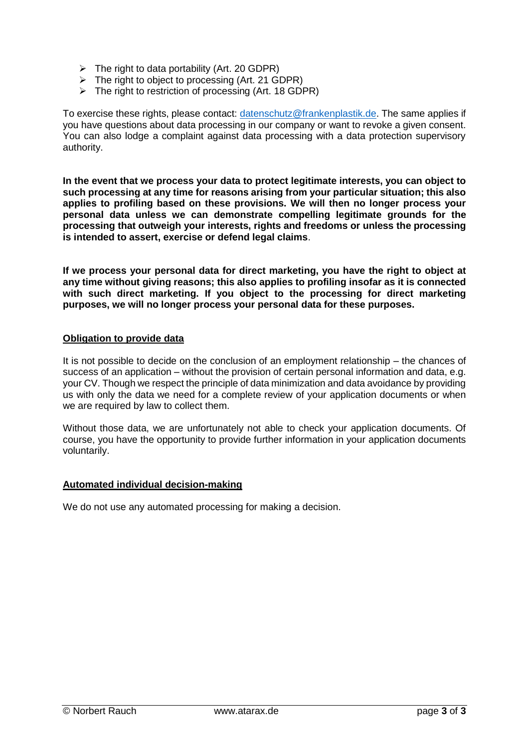- The right to data portability (Art. 20 GDPR)
- The right to object to processing (Art. 21 GDPR)
- The right to restriction of processing (Art. 18 GDPR)

To exercise these rights, please contact: datenschutz@frankenplastik.de. The same applies if you have questions about data processing in our company or want to revoke a given consent. You can also lodge a complaint against data processing with a data protection supervisory authority.

**In the event that we process your data to protect legitimate interests, you can object to such processing at any time for reasons arising from your particular situation; this also applies to profiling based on these provisions. We will then no longer process your personal data unless we can demonstrate compelling legitimate grounds for the processing that outweigh your interests, rights and freedoms or unless the processing is intended to assert, exercise or defend legal claims**.

**If we process your personal data for direct marketing, you have the right to object at any time without giving reasons; this also applies to profiling insofar as it is connected with such direct marketing. If you object to the processing for direct marketing purposes, we will no longer process your personal data for these purposes.**

## Obligation to provide data

It is not possible to decide on the conclusion of an employment relationship – the chances of success of an application – without the provision of certain personal information and data, e.g. your CV. Though we respect the principle of data minimization and data avoidance by providing us with only the data we need for a complete review of your application documents or when we are required by law to collect them.

Without those data, we are unfortunately not able to check your application documents. Of course, you have the opportunity to provide further information in your application documents voluntarily.

## Automated individual decision-making

We do not use any automated processing for making a decision.